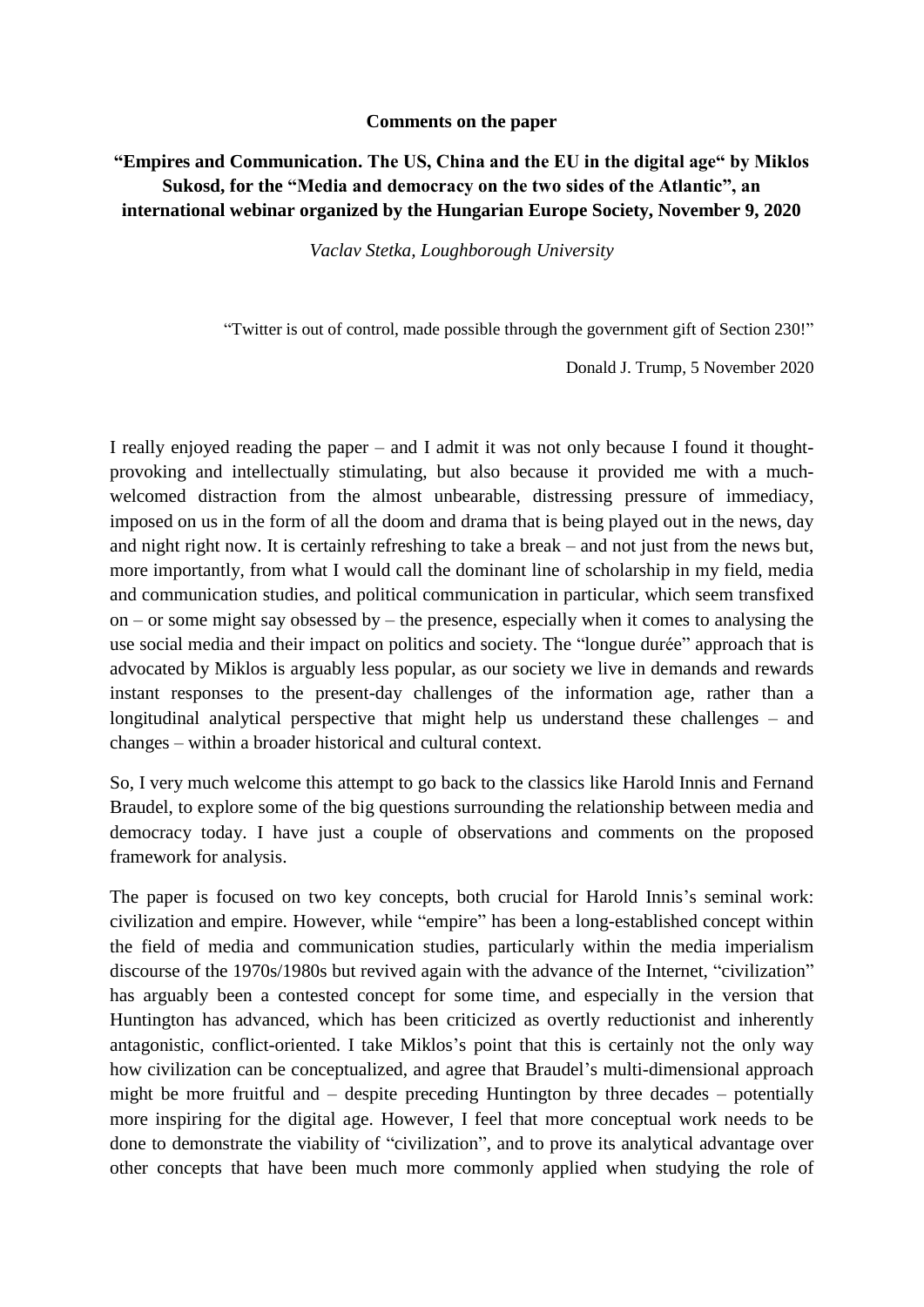**Comments on the paper**

**"Empires and Communication. The US, China and the EU in the digital age" by Miklos Sukosd, for the "Media and democracy on the two sides of the Atlantic", an international webinar organized by the Hungarian Europe Society, November 9, 2020**

*Vaclav Stetka, Loughborough University*

"Twitter is out of control, made possible through the government gift of Section 230!"

Donald J. Trump, 5 November 2020

I really enjoyed reading the paper – and I admit it was not only because I found it thought-provoking and intellectually stimulating, but also because it provided me with a much-welcomed distraction from the almost unbearable, distressing pressure of immediacy, imposed on us in the form of all the doom and drama that is being played out in the news, day and night right now. It is certainly refreshing to take a break – and not just from the news but, more importantly, from what I would call the dominant line of scholarship in my field, media and communication studies, and political communication in particular, which seem transfixed on – or some might say obsessed by – the presence, especially when it comes to analysing the use social media and their impact on politics and society. The "longue durée" approach that is advocated by Miklos is arguably less popular, as our society we live in demands and rewards instant responses to the present-day challenges of the information age, rather than a longitudinal analytical perspective that might help us understand these challenges – and changes – within a broader historical and cultural context.

So, I very much welcome this attempt to go back to the classics like Harold Innis and Fernand Braudel, to explore some of the big questions surrounding the relationship between media and democracy today. I have just a couple of observations and comments on the proposed framework for analysis.

The paper is focused on two key concepts, both crucial for Harold Innis's seminal work: civilization and empire. However, while "empire" has been a long-established concept within the field of media and communication studies, particularly within the media imperialism discourse of the 1970s/1980s but revived again with the advance of the Internet, "civilization" has arguably been a contested concept for some time, and especially in the version that Huntington has advanced, which has been criticized as overtly reductionist and inherently antagonistic, conflict-oriented. I take Miklos's point that this is certainly not the only way how civilization can be conceptualized, and agree that Braudel's multi-dimensional approach might be more fruitful and – despite preceding Huntington by three decades – potentially more inspiring for the digital age. However, I feel that more conceptual work needs to be done to demonstrate the viability of "civilization", and to prove its analytical advantage over other concepts that have been much more commonly applied when studying the role of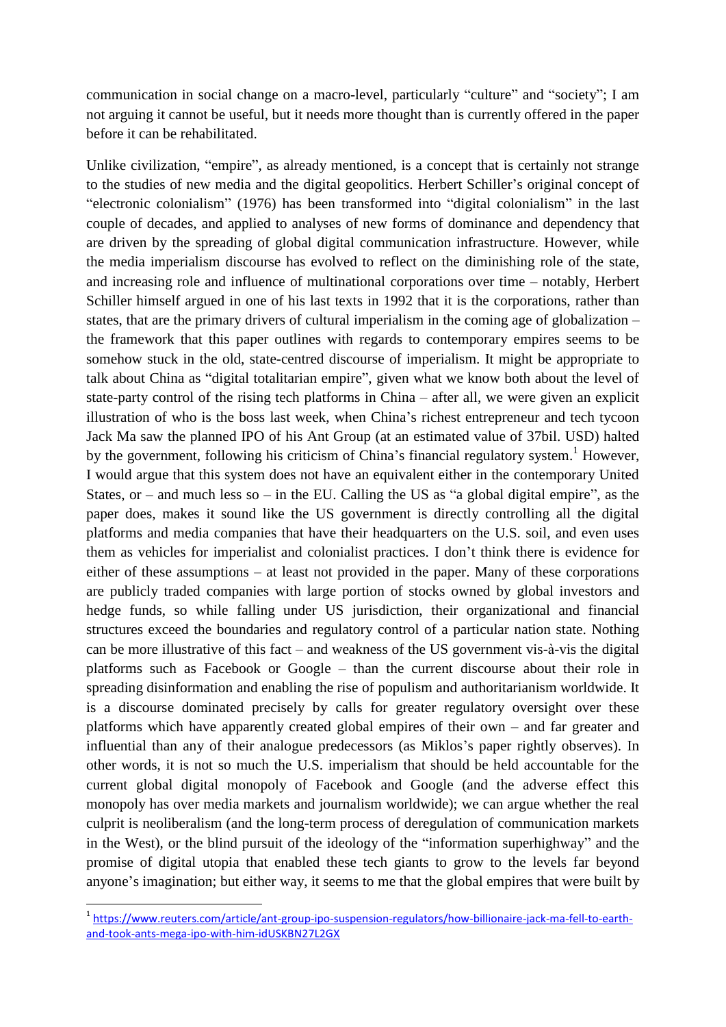communication in social change on a macro-level, particularly “culture” and “society”; I am not arguing it cannot be useful, but it needs more thought than is currently offered in the paper before it can be rehabilitated.

Unlike civilization, “empire”, as already mentioned, is a concept that is certainly not strange to the studies of new media and the digital geopolitics. Herbert Schiller’s original concept of “electronic colonialism” (1976) has been transformed into “digital colonialism” in the last couple of decades, and applied to analyses of new forms of dominance and dependency that are driven by the spreading of global digital communication infrastructure. However, while the media imperialism discourse has evolved to reflect on the diminishing role of the state, and increasing role and influence of multinational corporations over time – notably, Herbert Schiller himself argued in one of his last texts in 1992 that it is the corporations, rather than states, that are the primary drivers of cultural imperialism in the coming age of globalization – the framework that this paper outlines with regards to contemporary empires seems to be somehow stuck in the old, state-centred discourse of imperialism. It might be appropriate to talk about China as “digital totalitarian empire”, given what we know both about the level of state-party control of the rising tech platforms in China – after all, we were given an explicit illustration of who is the boss last week, when China’s richest entrepreneur and tech tycoon Jack Ma saw the planned IPO of his Ant Group (at an estimated value of 37bil. USD) halted by the government, following his criticism of China’s financial regulatory system.[1] However, I would argue that this system does not have an equivalent either in the contemporary United States, or – and much less so – in the EU. Calling the US as “a global digital empire”, as the paper does, makes it sound like the US government is directly controlling all the digital platforms and media companies that have their headquarters on the U.S. soil, and even uses them as vehicles for imperialist and colonialist practices. I don’t think there is evidence for either of these assumptions – at least not provided in the paper. Many of these corporations are publicly traded companies with large portion of stocks owned by global investors and hedge funds, so while falling under US jurisdiction, their organizational and financial structures exceed the boundaries and regulatory control of a particular nation state. Nothing can be more illustrative of this fact – and weakness of the US government vis-à-vis the digital platforms such as Facebook or Google – than the current discourse about their role in spreading disinformation and enabling the rise of populism and authoritarianism worldwide. It is a discourse dominated precisely by calls for greater regulatory oversight over these platforms which have apparently created global empires of their own – and far greater and influential than any of their analogue predecessors (as Miklos’s paper rightly observes). In other words, it is not so much the U.S. imperialism that should be held accountable for the current global digital monopoly of Facebook and Google (and the adverse effect this monopoly has over media markets and journalism worldwide); we can argue whether the real culprit is neoliberalism (and the long-term process of deregulation of communication markets in the West), or the blind pursuit of the ideology of the “information superhighway” and the promise of digital utopia that enabled these tech giants to grow to the levels far beyond anyone’s imagination; but either way, it seems to me that the global empires that were built by

[1] https://www.reuters.com/article/ant-group-ipo-suspension-regulators/how-billionaire-jack-ma-fell-to-earth-and-took-ants-mega-ipo-with-him-idUSKBN27L2GX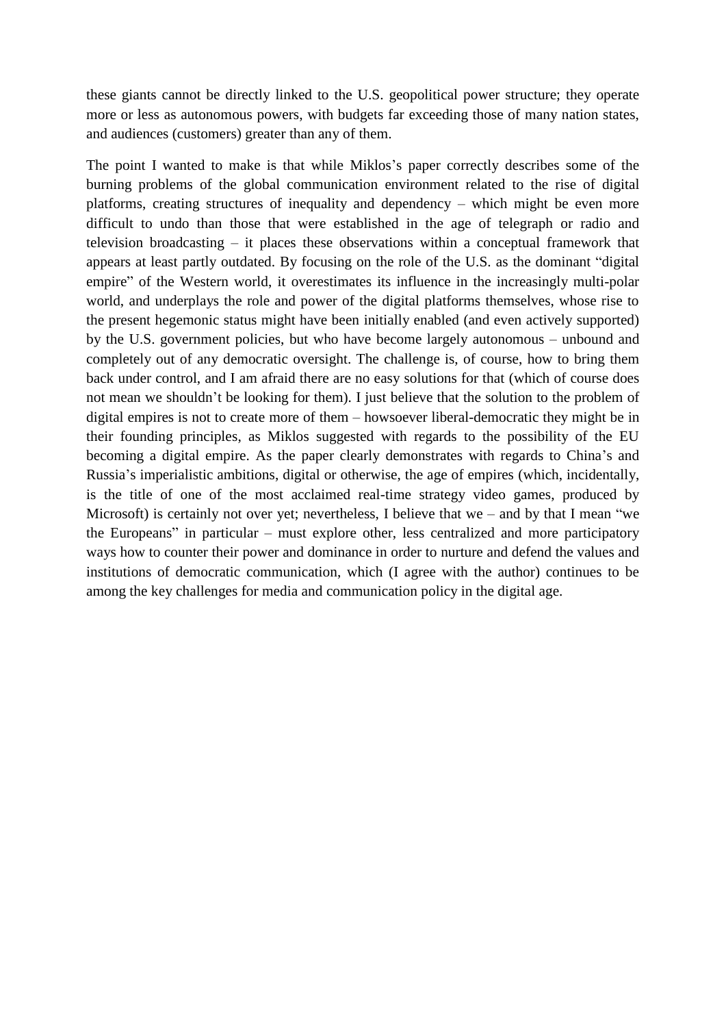these giants cannot be directly linked to the U.S. geopolitical power structure; they operate more or less as autonomous powers, with budgets far exceeding those of many nation states, and audiences (customers) greater than any of them.

The point I wanted to make is that while Miklos's paper correctly describes some of the burning problems of the global communication environment related to the rise of digital platforms, creating structures of inequality and dependency – which might be even more difficult to undo than those that were established in the age of telegraph or radio and television broadcasting – it places these observations within a conceptual framework that appears at least partly outdated. By focusing on the role of the U.S. as the dominant "digital empire" of the Western world, it overestimates its influence in the increasingly multi-polar world, and underplays the role and power of the digital platforms themselves, whose rise to the present hegemonic status might have been initially enabled (and even actively supported) by the U.S. government policies, but who have become largely autonomous – unbound and completely out of any democratic oversight. The challenge is, of course, how to bring them back under control, and I am afraid there are no easy solutions for that (which of course does not mean we shouldn't be looking for them). I just believe that the solution to the problem of digital empires is not to create more of them – howsoever liberal-democratic they might be in their founding principles, as Miklos suggested with regards to the possibility of the EU becoming a digital empire. As the paper clearly demonstrates with regards to China's and Russia's imperialistic ambitions, digital or otherwise, the age of empires (which, incidentally, is the title of one of the most acclaimed real-time strategy video games, produced by Microsoft) is certainly not over yet; nevertheless, I believe that we – and by that I mean "we the Europeans" in particular – must explore other, less centralized and more participatory ways how to counter their power and dominance in order to nurture and defend the values and institutions of democratic communication, which (I agree with the author) continues to be among the key challenges for media and communication policy in the digital age.